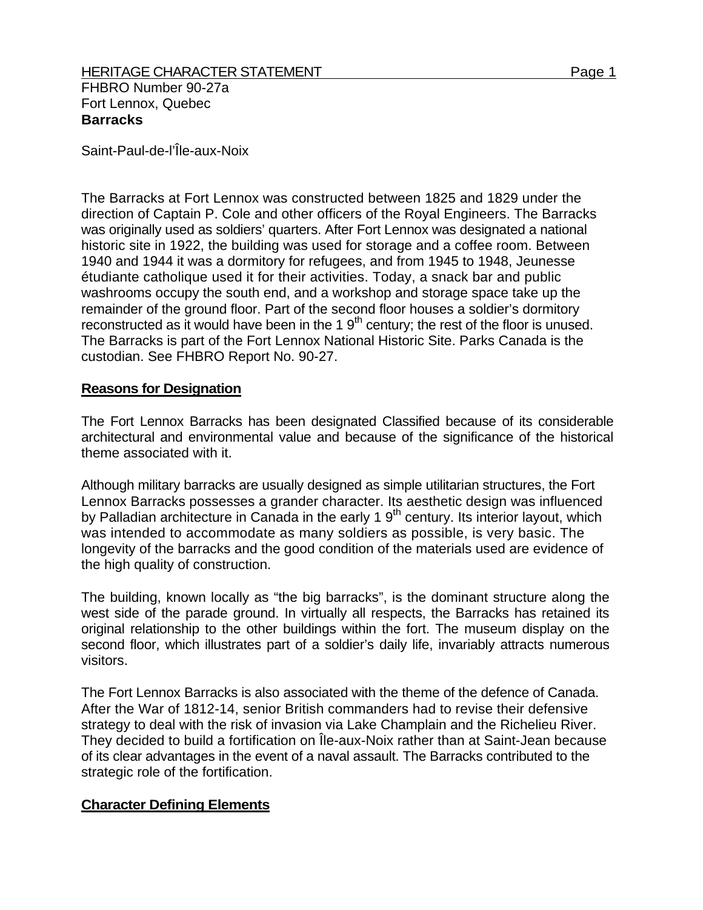HERITAGE CHARACTER STATEMENT

FHBRO Number 90-27a
Fort Lennox, Quebec
**Barracks**

Saint-Paul-de-l'Île-aux-Noix

The Barracks at Fort Lennox was constructed between 1825 and 1829 under the direction of Captain P. Cole and other officers of the Royal Engineers. The Barracks was originally used as soldiers' quarters. After Fort Lennox was designated a national historic site in 1922, the building was used for storage and a coffee room. Between 1940 and 1944 it was a dormitory for refugees, and from 1945 to 1948, Jeunesse étudiante catholique used it for their activities. Today, a snack bar and public washrooms occupy the south end, and a workshop and storage space take up the remainder of the ground floor. Part of the second floor houses a soldier's dormitory reconstructed as it would have been in the 19th century; the rest of the floor is unused. The Barracks is part of the Fort Lennox National Historic Site. Parks Canada is the custodian. See FHBRO Report No. 90-27.

## Reasons for Designation

The Fort Lennox Barracks has been designated Classified because of its considerable architectural and environmental value and because of the significance of the historical theme associated with it.

Although military barracks are usually designed as simple utilitarian structures, the Fort Lennox Barracks possesses a grander character. Its aesthetic design was influenced by Palladian architecture in Canada in the early 19th century. Its interior layout, which was intended to accommodate as many soldiers as possible, is very basic. The longevity of the barracks and the good condition of the materials used are evidence of the high quality of construction.

The building, known locally as "the big barracks", is the dominant structure along the west side of the parade ground. In virtually all respects, the Barracks has retained its original relationship to the other buildings within the fort. The museum display on the second floor, which illustrates part of a soldier's daily life, invariably attracts numerous visitors.

The Fort Lennox Barracks is also associated with the theme of the defence of Canada. After the War of 1812-14, senior British commanders had to revise their defensive strategy to deal with the risk of invasion via Lake Champlain and the Richelieu River. They decided to build a fortification on Île-aux-Noix rather than at Saint-Jean because of its clear advantages in the event of a naval assault. The Barracks contributed to the strategic role of the fortification.

## Character Defining Elements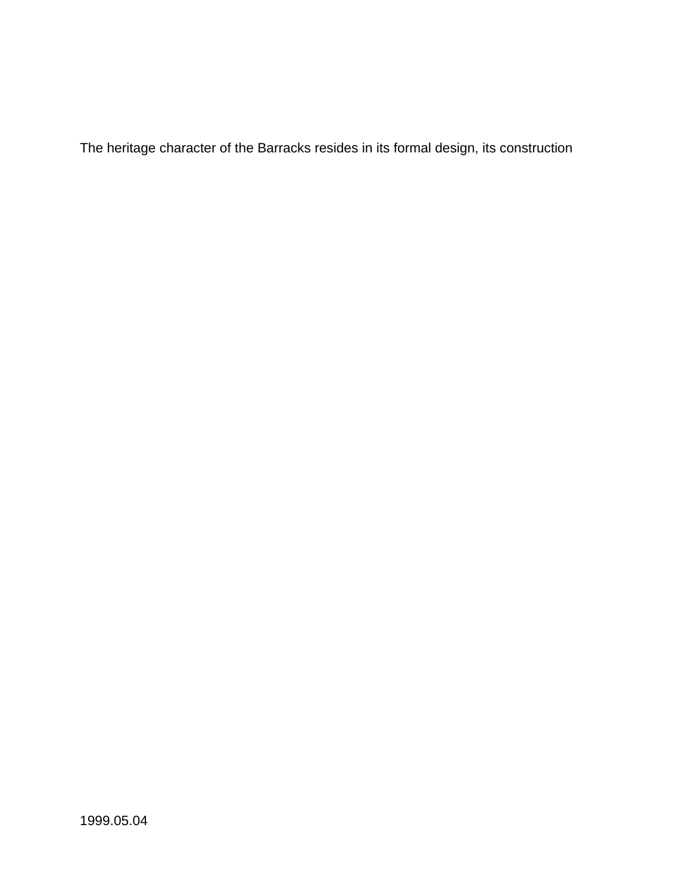The heritage character of the Barracks resides in its formal design, its construction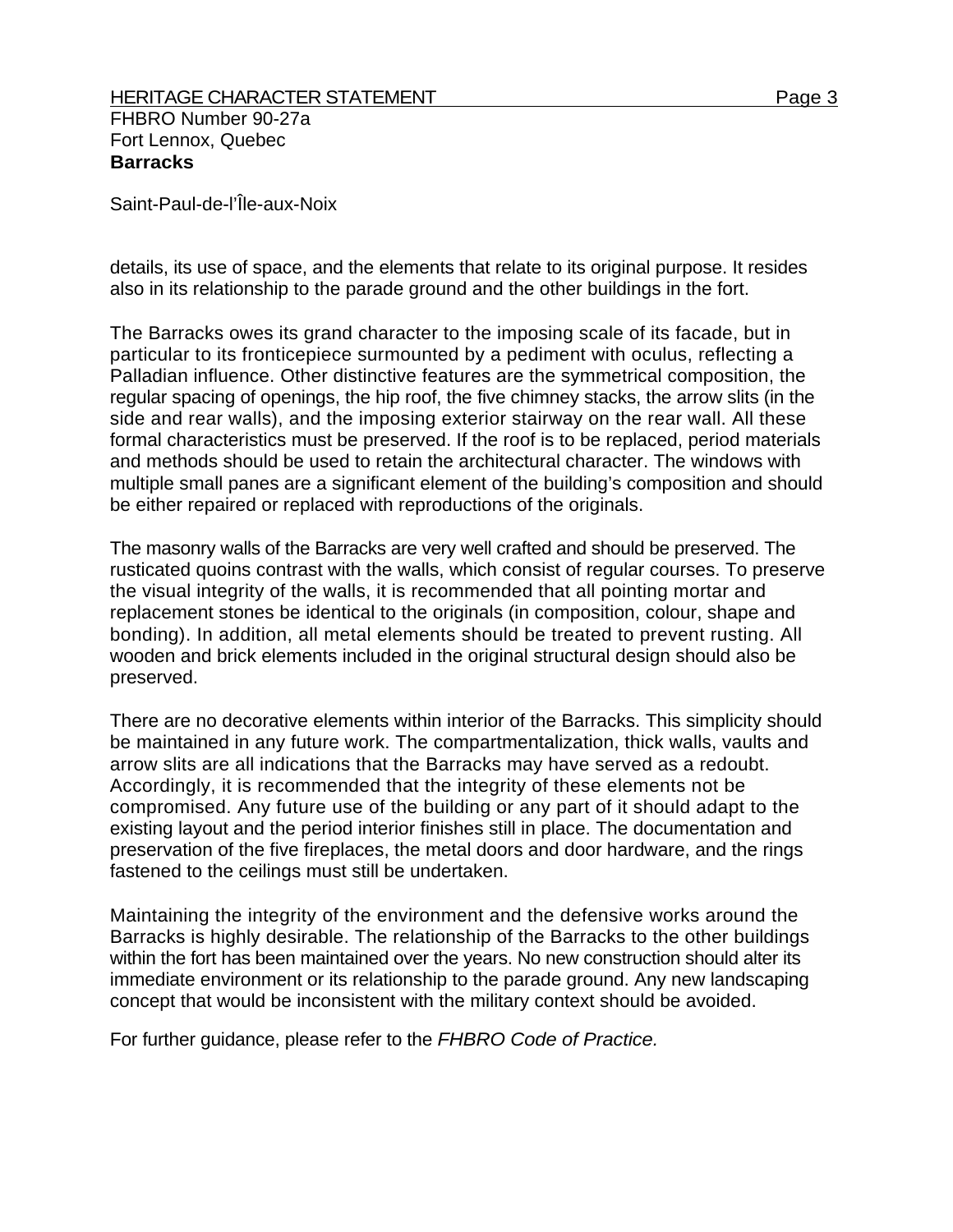details, its use of space, and the elements that relate to its original purpose. It resides also in its relationship to the parade ground and the other buildings in the fort.

The Barracks owes its grand character to the imposing scale of its facade, but in particular to its fronticepiece surmounted by a pediment with oculus, reflecting a Palladian influence. Other distinctive features are the symmetrical composition, the regular spacing of openings, the hip roof, the five chimney stacks, the arrow slits (in the side and rear walls), and the imposing exterior stairway on the rear wall. All these formal characteristics must be preserved. If the roof is to be replaced, period materials and methods should be used to retain the architectural character. The windows with multiple small panes are a significant element of the building's composition and should be either repaired or replaced with reproductions of the originals.

The masonry walls of the Barracks are very well crafted and should be preserved. The rusticated quoins contrast with the walls, which consist of regular courses. To preserve the visual integrity of the walls, it is recommended that all pointing mortar and replacement stones be identical to the originals (in composition, colour, shape and bonding). In addition, all metal elements should be treated to prevent rusting. All wooden and brick elements included in the original structural design should also be preserved.

There are no decorative elements within interior of the Barracks. This simplicity should be maintained in any future work. The compartmentalization, thick walls, vaults and arrow slits are all indications that the Barracks may have served as a redoubt. Accordingly, it is recommended that the integrity of these elements not be compromised. Any future use of the building or any part of it should adapt to the existing layout and the period interior finishes still in place. The documentation and preservation of the five fireplaces, the metal doors and door hardware, and the rings fastened to the ceilings must still be undertaken.

Maintaining the integrity of the environment and the defensive works around the Barracks is highly desirable. The relationship of the Barracks to the other buildings within the fort has been maintained over the years. No new construction should alter its immediate environment or its relationship to the parade ground. Any new landscaping concept that would be inconsistent with the military context should be avoided.

For further guidance, please refer to the *FHBRO Code of Practice.*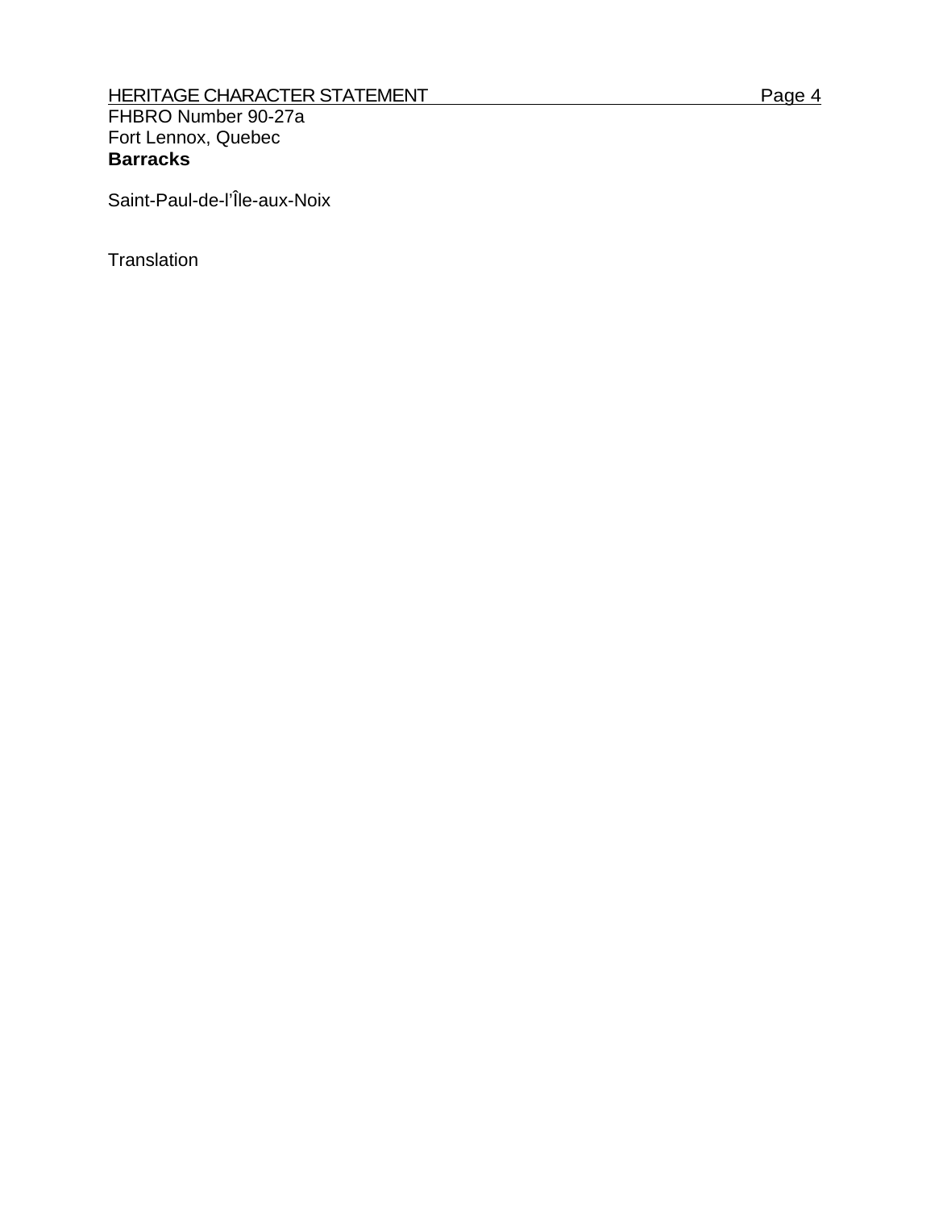Saint-Paul-de-l'Île-aux-Noix

Translation